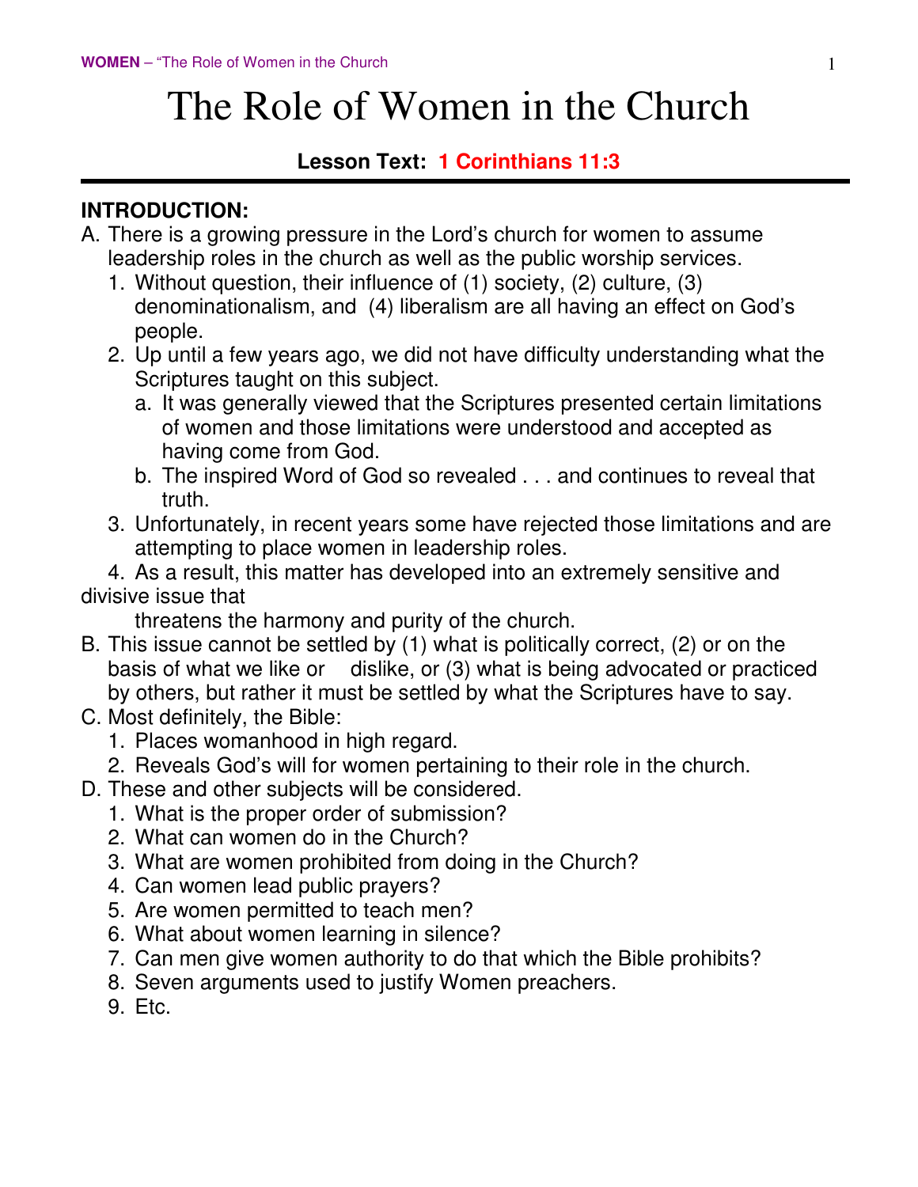# The Role of Women in the Church

**Lesson Text: 1 Corinthians 11:3**

**INTRODUCTION:**

A. There is a growing pressure in the Lord's church for women to assume leadership roles in the church as well as the public worship services.
   1. Without question, their influence of (1) society, (2) culture, (3) denominationalism, and (4) liberalism are all having an effect on God's people.
   2. Up until a few years ago, we did not have difficulty understanding what the Scriptures taught on this subject.
      a. It was generally viewed that the Scriptures presented certain limitations of women and those limitations were understood and accepted as having come from God.
      b. The inspired Word of God so revealed . . . and continues to reveal that truth.
   3. Unfortunately, in recent years some have rejected those limitations and are attempting to place women in leadership roles.
   4. As a result, this matter has developed into an extremely sensitive and divisive issue that threatens the harmony and purity of the church.

B. This issue cannot be settled by (1) what is politically correct, (2) or on the basis of what we like or dislike, or (3) what is being advocated or practiced by others, but rather it must be settled by what the Scriptures have to say.

C. Most definitely, the Bible:
   1. Places womanhood in high regard.
   2. Reveals God's will for women pertaining to their role in the church.

D. These and other subjects will be considered.
   1. What is the proper order of submission?
   2. What can women do in the Church?
   3. What are women prohibited from doing in the Church?
   4. Can women lead public prayers?
   5. Are women permitted to teach men?
   6. What about women learning in silence?
   7. Can men give women authority to do that which the Bible prohibits?
   8. Seven arguments used to justify Women preachers.
   9. Etc.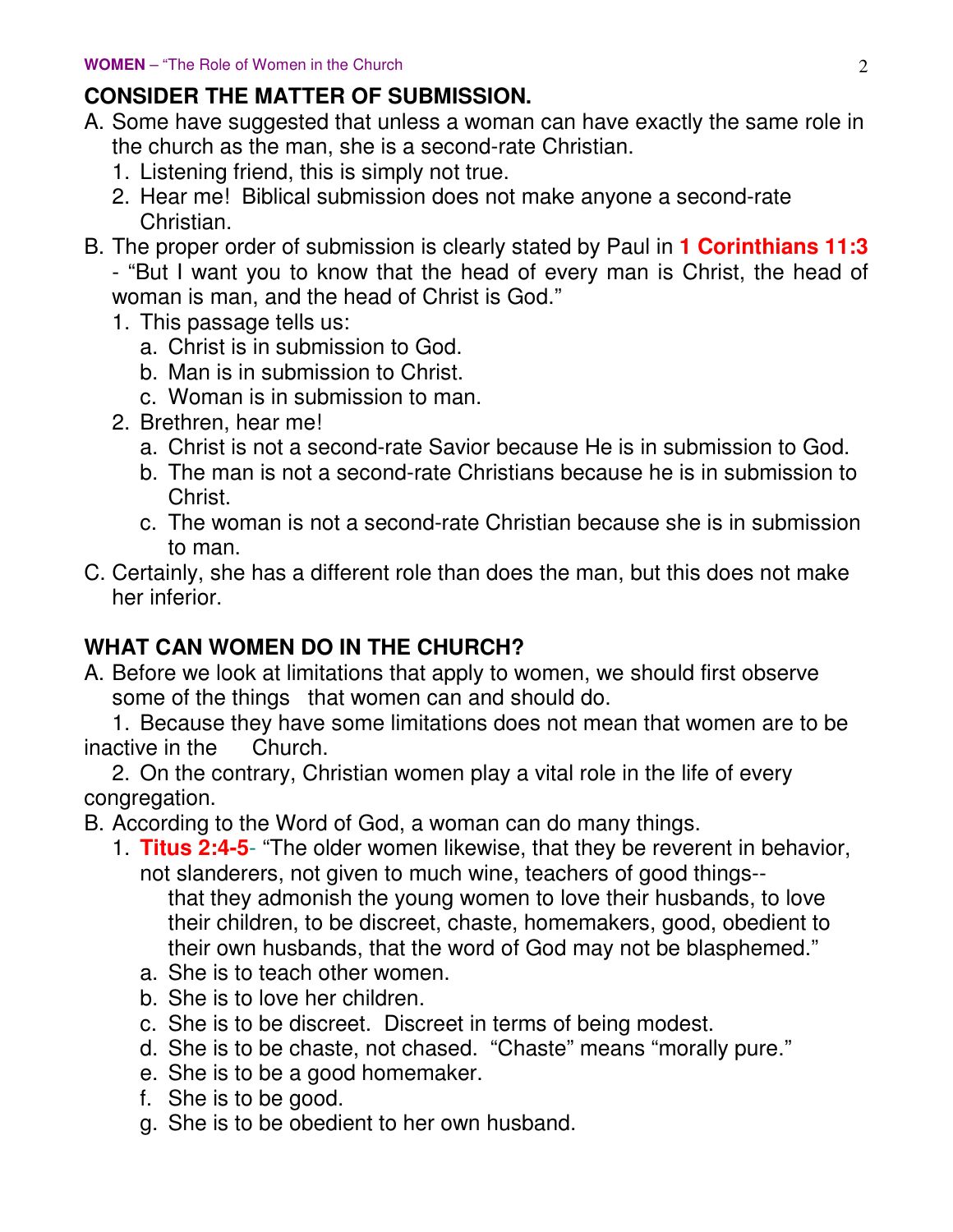## CONSIDER THE MATTER OF SUBMISSION.

A. Some have suggested that unless a woman can have exactly the same role in the church as the man, she is a second-rate Christian.
   1. Listening friend, this is simply not true.
   2. Hear me! Biblical submission does not make anyone a second-rate Christian.

B. The proper order of submission is clearly stated by Paul in **1 Corinthians 11:3** - "But I want you to know that the head of every man is Christ, the head of woman is man, and the head of Christ is God."
   1. This passage tells us:
      a. Christ is in submission to God.
      b. Man is in submission to Christ.
      c. Woman is in submission to man.
   2. Brethren, hear me!
      a. Christ is not a second-rate Savior because He is in submission to God.
      b. The man is not a second-rate Christians because he is in submission to Christ.
      c. The woman is not a second-rate Christian because she is in submission to man.

C. Certainly, she has a different role than does the man, but this does not make her inferior.

## WHAT CAN WOMEN DO IN THE CHURCH?

A. Before we look at limitations that apply to women, we should first observe some of the things that women can and should do.
   1. Because they have some limitations does not mean that women are to be inactive in the Church.
   2. On the contrary, Christian women play a vital role in the life of every congregation.

B. According to the Word of God, a woman can do many things.
   1. **Titus 2:4-5**- "The older women likewise, that they be reverent in behavior, not slanderers, not given to much wine, teachers of good things-- that they admonish the young women to love their husbands, to love their children, to be discreet, chaste, homemakers, good, obedient to their own husbands, that the word of God may not be blasphemed."
      a. She is to teach other women.
      b. She is to love her children.
      c. She is to be discreet. Discreet in terms of being modest.
      d. She is to be chaste, not chased. "Chaste" means "morally pure."
      e. She is to be a good homemaker.
      f. She is to be good.
      g. She is to be obedient to her own husband.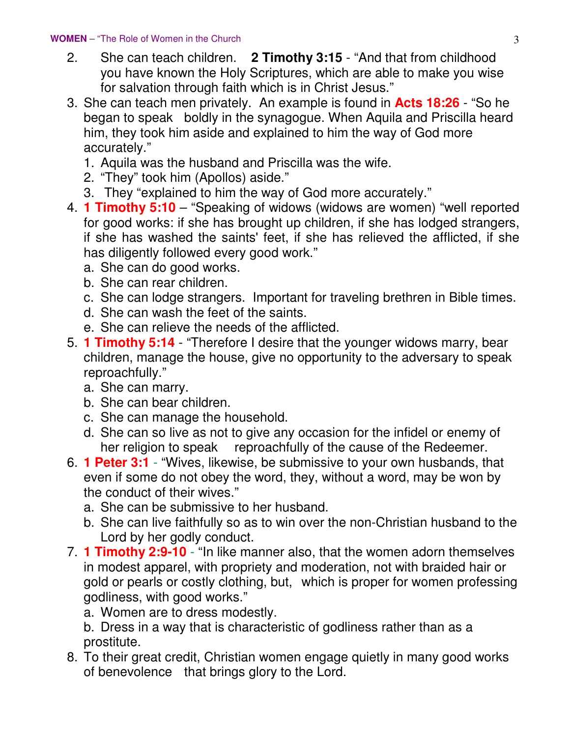2. She can teach children. **2 Timothy 3:15** - "And that from childhood you have known the Holy Scriptures, which are able to make you wise for salvation through faith which is in Christ Jesus."
3. She can teach men privately. An example is found in **Acts 18:26** - "So he began to speak boldly in the synagogue. When Aquila and Priscilla heard him, they took him aside and explained to him the way of God more accurately."
   1. Aquila was the husband and Priscilla was the wife.
   2. "They" took him (Apollos) aside."
   3. They "explained to him the way of God more accurately."
4. **1 Timothy 5:10** – "Speaking of widows (widows are women) "well reported for good works: if she has brought up children, if she has lodged strangers, if she has washed the saints' feet, if she has relieved the afflicted, if she has diligently followed every good work."
   a. She can do good works.
   b. She can rear children.
   c. She can lodge strangers. Important for traveling brethren in Bible times.
   d. She can wash the feet of the saints.
   e. She can relieve the needs of the afflicted.
5. **1 Timothy 5:14** - "Therefore I desire that the younger widows marry, bear children, manage the house, give no opportunity to the adversary to speak reproachfully."
   a. She can marry.
   b. She can bear children.
   c. She can manage the household.
   d. She can so live as not to give any occasion for the infidel or enemy of her religion to speak reproachfully of the cause of the Redeemer.
6. **1 Peter 3:1** - "Wives, likewise, be submissive to your own husbands, that even if some do not obey the word, they, without a word, may be won by the conduct of their wives."
   a. She can be submissive to her husband.
   b. She can live faithfully so as to win over the non-Christian husband to the Lord by her godly conduct.
7. **1 Timothy 2:9-10** - "In like manner also, that the women adorn themselves in modest apparel, with propriety and moderation, not with braided hair or gold or pearls or costly clothing, but, which is proper for women professing godliness, with good works."
   a. Women are to dress modestly.
   b. Dress in a way that is characteristic of godliness rather than as a prostitute.
8. To their great credit, Christian women engage quietly in many good works of benevolence that brings glory to the Lord.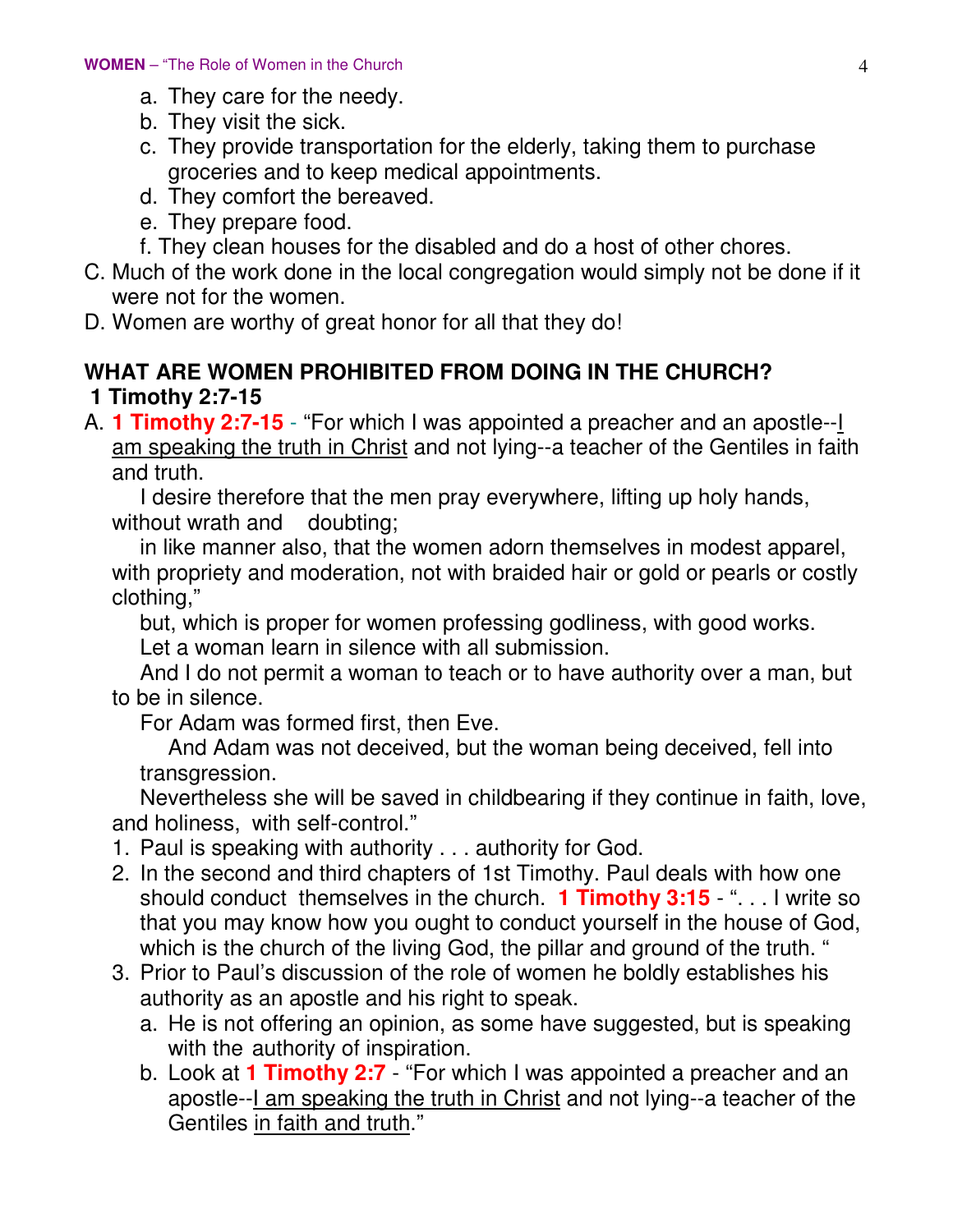a. They care for the needy.
b. They visit the sick.
c. They provide transportation for the elderly, taking them to purchase groceries and to keep medical appointments.
d. They comfort the bereaved.
e. They prepare food.
f. They clean houses for the disabled and do a host of other chores.

C. Much of the work done in the local congregation would simply not be done if it were not for the women.

D. Women are worthy of great honor for all that they do!

## WHAT ARE WOMEN PROHIBITED FROM DOING IN THE CHURCH? 1 Timothy 2:7-15

A. **1 Timothy 2:7-15** - "For which I was appointed a preacher and an apostle--<u>I am speaking the truth in Christ</u> and not lying--a teacher of the Gentiles in faith and truth.

I desire therefore that the men pray everywhere, lifting up holy hands, without wrath and doubting;

in like manner also, that the women adorn themselves in modest apparel, with propriety and moderation, not with braided hair or gold or pearls or costly clothing,"

but, which is proper for women professing godliness, with good works.

Let a woman learn in silence with all submission.

And I do not permit a woman to teach or to have authority over a man, but to be in silence.

For Adam was formed first, then Eve.

And Adam was not deceived, but the woman being deceived, fell into transgression.

Nevertheless she will be saved in childbearing if they continue in faith, love, and holiness, with self-control."

1. Paul is speaking with authority . . . authority for God.
2. In the second and third chapters of 1st Timothy. Paul deals with how one should conduct themselves in the church. **1 Timothy 3:15** - ". . . I write so that you may know how you ought to conduct yourself in the house of God, which is the church of the living God, the pillar and ground of the truth. "
3. Prior to Paul's discussion of the role of women he boldly establishes his authority as an apostle and his right to speak.
   a. He is not offering an opinion, as some have suggested, but is speaking with the authority of inspiration.
   b. Look at **1 Timothy 2:7** - "For which I was appointed a preacher and an apostle--<u>I am speaking the truth in Christ</u> and not lying--a teacher of the Gentiles <u>in faith and truth</u>."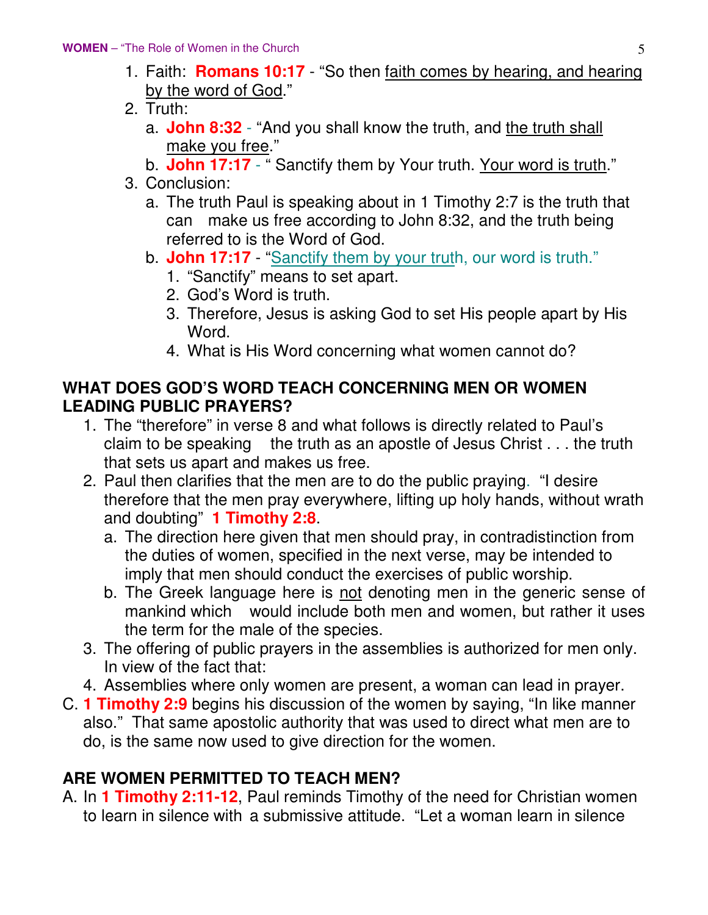1. Faith: **Romans 10:17** - "So then faith comes by hearing, and hearing by the word of God."
2. Truth:
   a. **John 8:32** - "And you shall know the truth, and the truth shall make you free."
   b. **John 17:17** - " Sanctify them by Your truth. Your word is truth."
3. Conclusion:
   a. The truth Paul is speaking about in 1 Timothy 2:7 is the truth that can make us free according to John 8:32, and the truth being referred to is the Word of God.
   b. **John 17:17** - "Sanctify them by your truth, our word is truth."
      1. "Sanctify" means to set apart.
      2. God's Word is truth.
      3. Therefore, Jesus is asking God to set His people apart by His Word.
      4. What is His Word concerning what women cannot do?

**WHAT DOES GOD'S WORD TEACH CONCERNING MEN OR WOMEN LEADING PUBLIC PRAYERS?**

1. The "therefore" in verse 8 and what follows is directly related to Paul's claim to be speaking the truth as an apostle of Jesus Christ . . . the truth that sets us apart and makes us free.
2. Paul then clarifies that the men are to do the public praying. "I desire therefore that the men pray everywhere, lifting up holy hands, without wrath and doubting" **1 Timothy 2:8**.
   a. The direction here given that men should pray, in contradistinction from the duties of women, specified in the next verse, may be intended to imply that men should conduct the exercises of public worship.
   b. The Greek language here is not denoting men in the generic sense of mankind which would include both men and women, but rather it uses the term for the male of the species.
3. The offering of public prayers in the assemblies is authorized for men only. In view of the fact that:
4. Assemblies where only women are present, a woman can lead in prayer.

C. **1 Timothy 2:9** begins his discussion of the women by saying, "In like manner also." That same apostolic authority that was used to direct what men are to do, is the same now used to give direction for the women.

**ARE WOMEN PERMITTED TO TEACH MEN?**

A. In **1 Timothy 2:11-12**, Paul reminds Timothy of the need for Christian women to learn in silence with a submissive attitude. "Let a woman learn in silence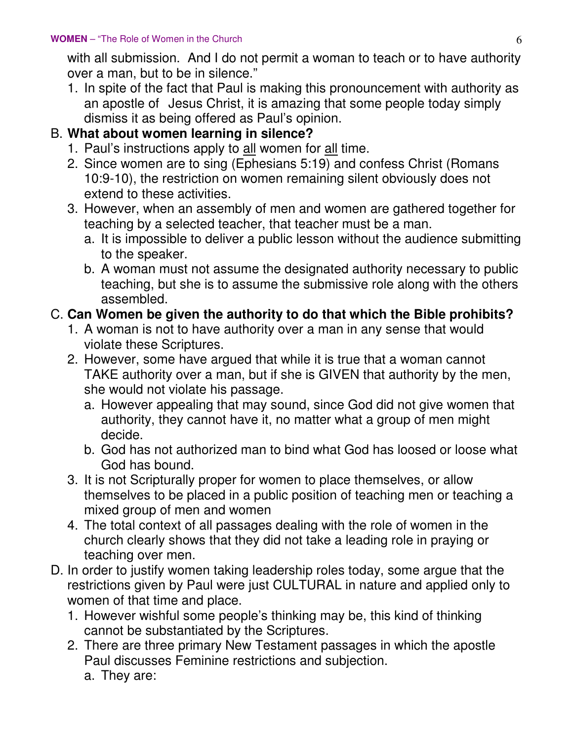with all submission.  And I do not permit a woman to teach or to have authority over a man, but to be in silence."

1. In spite of the fact that Paul is making this pronouncement with authority as an apostle of Jesus Christ, it is amazing that some people today simply dismiss it as being offered as Paul's opinion.

B. **What about women learning in silence?**

1. Paul's instructions apply to <u>all</u> women for <u>all</u> time.
2. Since women are to sing (Ephesians 5:19) and confess Christ (Romans 10:9-10), the restriction on women remaining silent obviously does not extend to these activities.
3. However, when an assembly of men and women are gathered together for teaching by a selected teacher, that teacher must be a man.
   a. It is impossible to deliver a public lesson without the audience submitting to the speaker.
   b. A woman must not assume the designated authority necessary to public teaching, but she is to assume the submissive role along with the others assembled.

C. **Can Women be given the authority to do that which the Bible prohibits?**

1. A woman is not to have authority over a man in any sense that would violate these Scriptures.
2. However, some have argued that while it is true that a woman cannot TAKE authority over a man, but if she is GIVEN that authority by the men, she would not violate his passage.
   a. However appealing that may sound, since God did not give women that authority, they cannot have it, no matter what a group of men might decide.
   b. God has not authorized man to bind what God has loosed or loose what God has bound.
3. It is not Scripturally proper for women to place themselves, or allow themselves to be placed in a public position of teaching men or teaching a mixed group of men and women
4. The total context of all passages dealing with the role of women in the church clearly shows that they did not take a leading role in praying or teaching over men.

D. In order to justify women taking leadership roles today, some argue that the restrictions given by Paul were just CULTURAL in nature and applied only to women of that time and place.

1. However wishful some people's thinking may be, this kind of thinking cannot be substantiated by the Scriptures.
2. There are three primary New Testament passages in which the apostle Paul discusses Feminine restrictions and subjection.
   a. They are: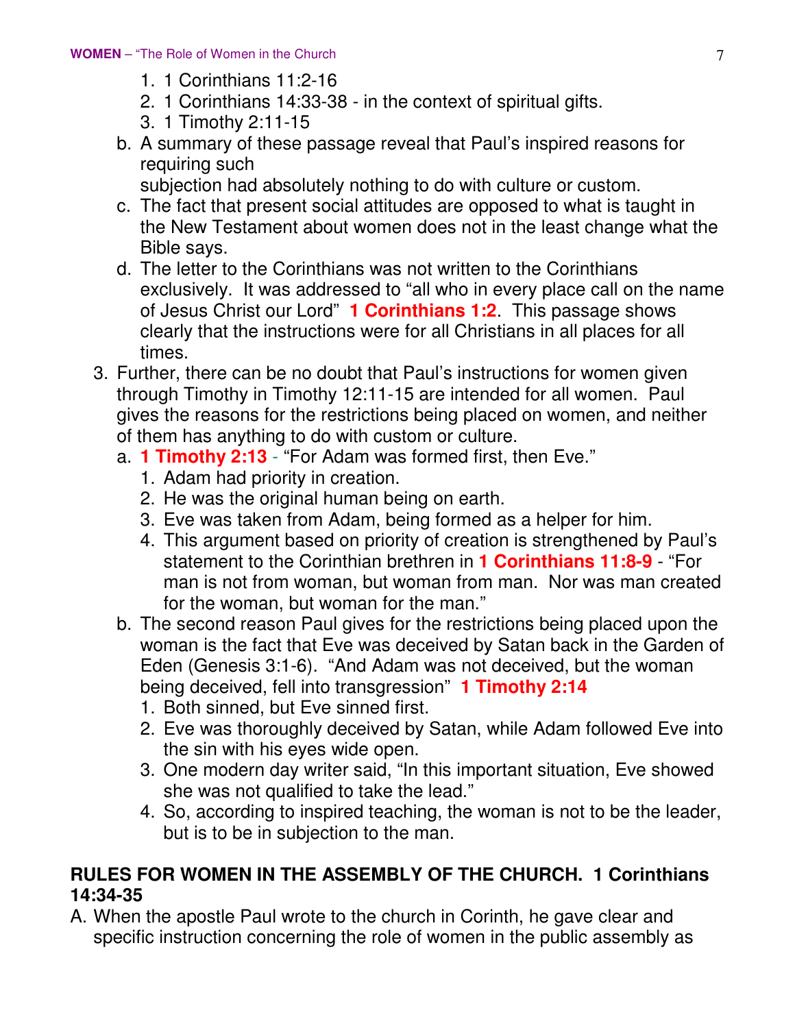1. 1 Corinthians 11:2-16
2. 1 Corinthians 14:33-38 - in the context of spiritual gifts.
3. 1 Timothy 2:11-15

b. A summary of these passage reveal that Paul's inspired reasons for requiring such subjection had absolutely nothing to do with culture or custom.

c. The fact that present social attitudes are opposed to what is taught in the New Testament about women does not in the least change what the Bible says.

d. The letter to the Corinthians was not written to the Corinthians exclusively. It was addressed to "all who in every place call on the name of Jesus Christ our Lord" **1 Corinthians 1:2**. This passage shows clearly that the instructions were for all Christians in all places for all times.

3. Further, there can be no doubt that Paul's instructions for women given through Timothy in Timothy 12:11-15 are intended for all women. Paul gives the reasons for the restrictions being placed on women, and neither of them has anything to do with custom or culture.

   a. **1 Timothy 2:13** - "For Adam was formed first, then Eve."
      1. Adam had priority in creation.
      2. He was the original human being on earth.
      3. Eve was taken from Adam, being formed as a helper for him.
      4. This argument based on priority of creation is strengthened by Paul's statement to the Corinthian brethren in **1 Corinthians 11:8-9** - "For man is not from woman, but woman from man. Nor was man created for the woman, but woman for the man."

   b. The second reason Paul gives for the restrictions being placed upon the woman is the fact that Eve was deceived by Satan back in the Garden of Eden (Genesis 3:1-6). "And Adam was not deceived, but the woman being deceived, fell into transgression" **1 Timothy 2:14**
      1. Both sinned, but Eve sinned first.
      2. Eve was thoroughly deceived by Satan, while Adam followed Eve into the sin with his eyes wide open.
      3. One modern day writer said, "In this important situation, Eve showed she was not qualified to take the lead."
      4. So, according to inspired teaching, the woman is not to be the leader, but is to be in subjection to the man.

## RULES FOR WOMEN IN THE ASSEMBLY OF THE CHURCH. 1 Corinthians 14:34-35

A. When the apostle Paul wrote to the church in Corinth, he gave clear and specific instruction concerning the role of women in the public assembly as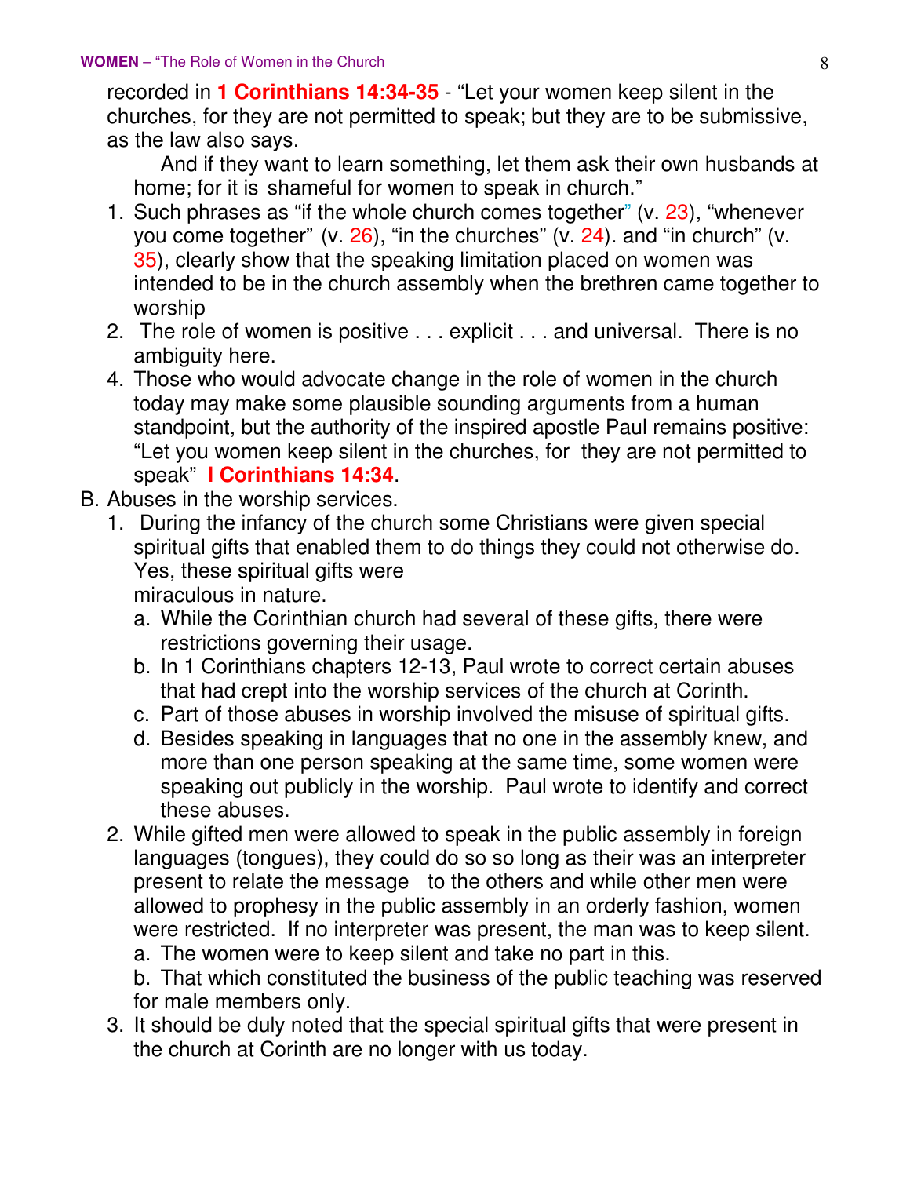recorded in **1 Corinthians 14:34-35** - "Let your women keep silent in the churches, for they are not permitted to speak; but they are to be submissive, as the law also says.

And if they want to learn something, let them ask their own husbands at home; for it is shameful for women to speak in church."

1. Such phrases as "if the whole church comes together" (v. 23), "whenever you come together" (v. 26), "in the churches" (v. 24). and "in church" (v. 35), clearly show that the speaking limitation placed on women was intended to be in the church assembly when the brethren came together to worship
2. The role of women is positive . . . explicit . . . and universal. There is no ambiguity here.
4. Those who would advocate change in the role of women in the church today may make some plausible sounding arguments from a human standpoint, but the authority of the inspired apostle Paul remains positive: "Let you women keep silent in the churches, for they are not permitted to speak" **I Corinthians 14:34**.

B. Abuses in the worship services.

1. During the infancy of the church some Christians were given special spiritual gifts that enabled them to do things they could not otherwise do. Yes, these spiritual gifts were miraculous in nature.
   a. While the Corinthian church had several of these gifts, there were restrictions governing their usage.
   b. In 1 Corinthians chapters 12-13, Paul wrote to correct certain abuses that had crept into the worship services of the church at Corinth.
   c. Part of those abuses in worship involved the misuse of spiritual gifts.
   d. Besides speaking in languages that no one in the assembly knew, and more than one person speaking at the same time, some women were speaking out publicly in the worship. Paul wrote to identify and correct these abuses.
2. While gifted men were allowed to speak in the public assembly in foreign languages (tongues), they could do so so long as their was an interpreter present to relate the message to the others and while other men were allowed to prophesy in the public assembly in an orderly fashion, women were restricted. If no interpreter was present, the man was to keep silent.
   a. The women were to keep silent and take no part in this.
   b. That which constituted the business of the public teaching was reserved for male members only.
3. It should be duly noted that the special spiritual gifts that were present in the church at Corinth are no longer with us today.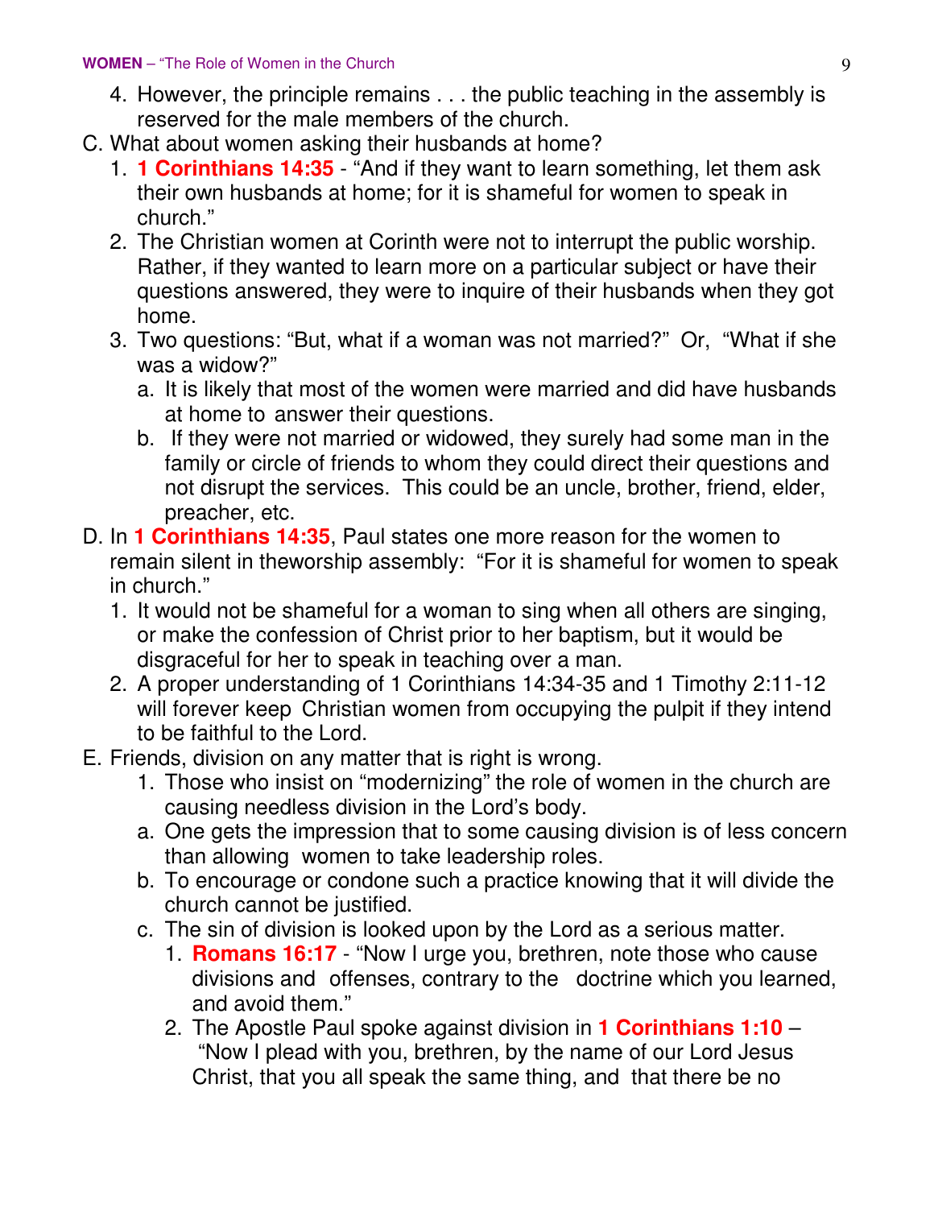4. However, the principle remains . . . the public teaching in the assembly is reserved for the male members of the church.

C. What about women asking their husbands at home?

1. **1 Corinthians 14:35** - "And if they want to learn something, let them ask their own husbands at home; for it is shameful for women to speak in church."
2. The Christian women at Corinth were not to interrupt the public worship. Rather, if they wanted to learn more on a particular subject or have their questions answered, they were to inquire of their husbands when they got home.
3. Two questions: "But, what if a woman was not married?" Or, "What if she was a widow?"
   a. It is likely that most of the women were married and did have husbands at home to answer their questions.
   b. If they were not married or widowed, they surely had some man in the family or circle of friends to whom they could direct their questions and not disrupt the services. This could be an uncle, brother, friend, elder, preacher, etc.

D. In **1 Corinthians 14:35**, Paul states one more reason for the women to remain silent in theworship assembly: "For it is shameful for women to speak in church."

1. It would not be shameful for a woman to sing when all others are singing, or make the confession of Christ prior to her baptism, but it would be disgraceful for her to speak in teaching over a man.
2. A proper understanding of 1 Corinthians 14:34-35 and 1 Timothy 2:11-12 will forever keep Christian women from occupying the pulpit if they intend to be faithful to the Lord.

E. Friends, division on any matter that is right is wrong.

1. Those who insist on "modernizing" the role of women in the church are causing needless division in the Lord's body.
   a. One gets the impression that to some causing division is of less concern than allowing women to take leadership roles.
   b. To encourage or condone such a practice knowing that it will divide the church cannot be justified.
   c. The sin of division is looked upon by the Lord as a serious matter.
      1. **Romans 16:17** - "Now I urge you, brethren, note those who cause divisions and offenses, contrary to the doctrine which you learned, and avoid them."
      2. The Apostle Paul spoke against division in **1 Corinthians 1:10** – "Now I plead with you, brethren, by the name of our Lord Jesus Christ, that you all speak the same thing, and that there be no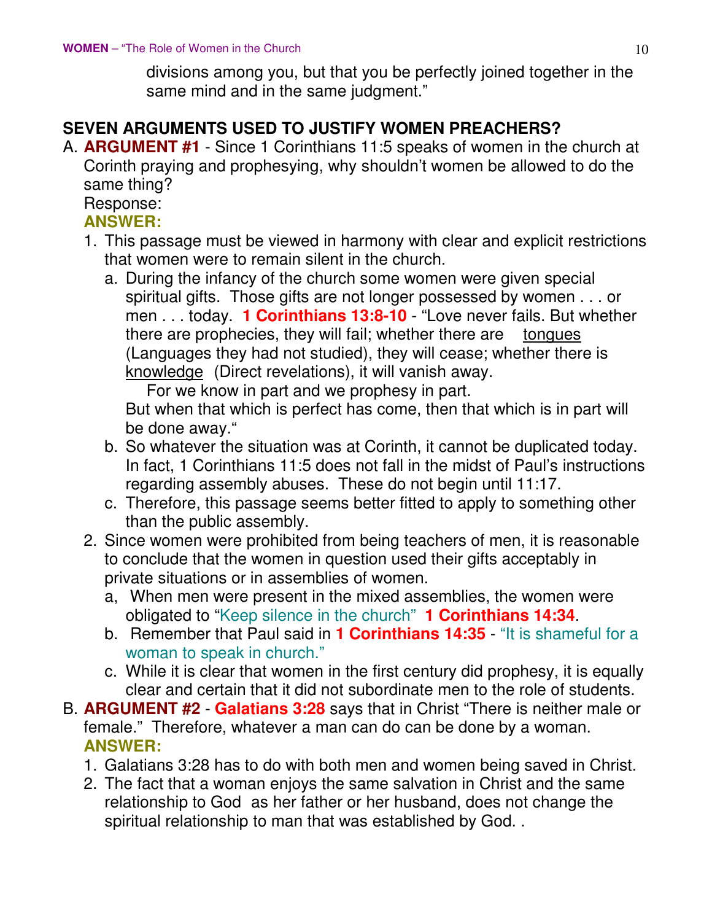divisions among you, but that you be perfectly joined together in the same mind and in the same judgment."

## SEVEN ARGUMENTS USED TO JUSTIFY WOMEN PREACHERS?

A. **ARGUMENT #1** - Since 1 Corinthians 11:5 speaks of women in the church at Corinth praying and prophesying, why shouldn't women be allowed to do the same thing?
   Response:
   **ANSWER:**
   1. This passage must be viewed in harmony with clear and explicit restrictions that women were to remain silent in the church.
      a. During the infancy of the church some women were given special spiritual gifts. Those gifts are not longer possessed by women . . . or men . . . today. **1 Corinthians 13:8-10** - "Love never fails. But whether there are prophecies, they will fail; whether there are tongues (Languages they had not studied), they will cease; whether there is knowledge (Direct revelations), it will vanish away.
      For we know in part and we prophesy in part.
      But when that which is perfect has come, then that which is in part will be done away."
      b. So whatever the situation was at Corinth, it cannot be duplicated today. In fact, 1 Corinthians 11:5 does not fall in the midst of Paul's instructions regarding assembly abuses. These do not begin until 11:17.
      c. Therefore, this passage seems better fitted to apply to something other than the public assembly.
   2. Since women were prohibited from being teachers of men, it is reasonable to conclude that the women in question used their gifts acceptably in private situations or in assemblies of women.
      a, When men were present in the mixed assemblies, the women were obligated to "Keep silence in the church" **1 Corinthians 14:34**.
      b. Remember that Paul said in **1 Corinthians 14:35** - "It is shameful for a woman to speak in church."
      c. While it is clear that women in the first century did prophesy, it is equally clear and certain that it did not subordinate men to the role of students.

B. **ARGUMENT #2** - **Galatians 3:28** says that in Christ "There is neither male or female." Therefore, whatever a man can do can be done by a woman.
   **ANSWER:**
   1. Galatians 3:28 has to do with both men and women being saved in Christ.
   2. The fact that a woman enjoys the same salvation in Christ and the same relationship to God as her father or her husband, does not change the spiritual relationship to man that was established by God. .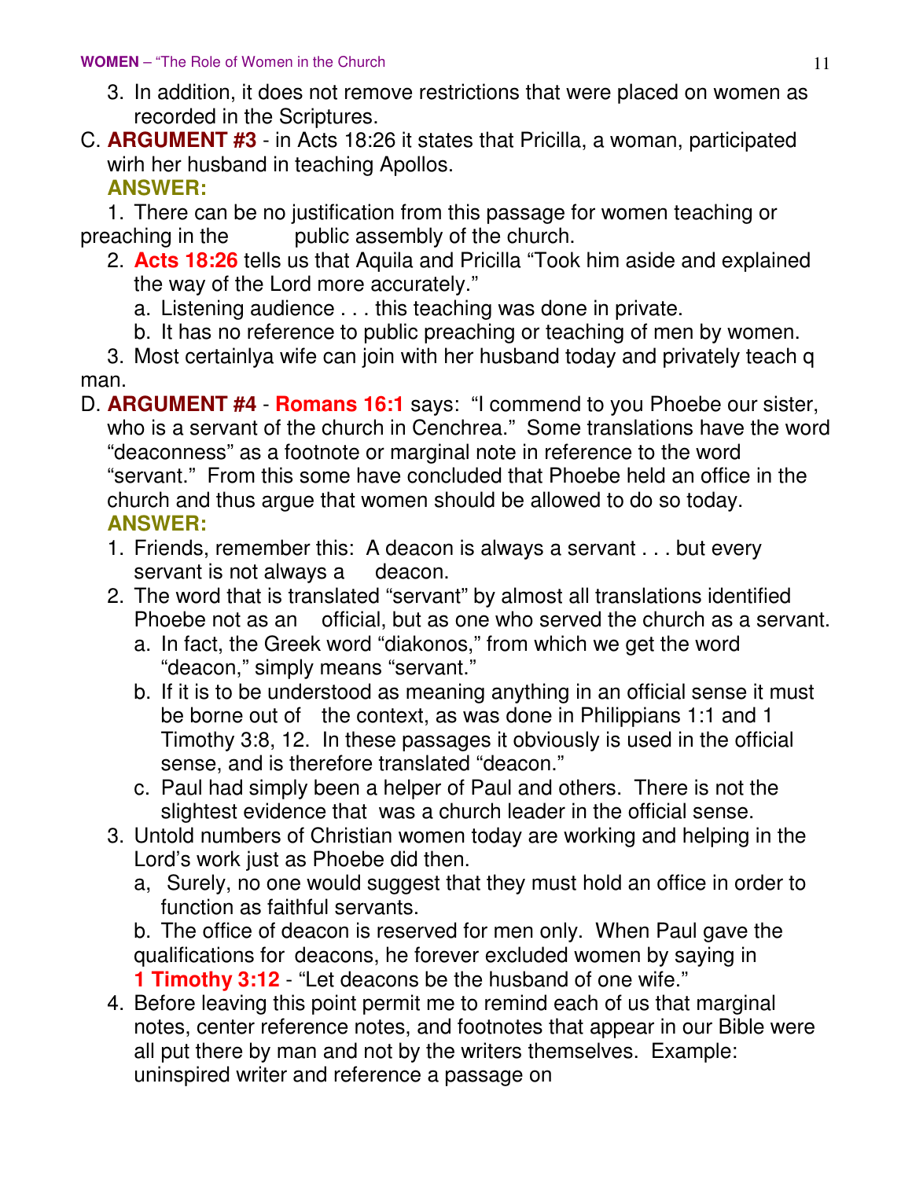3. In addition, it does not remove restrictions that were placed on women as recorded in the Scriptures.

C. **ARGUMENT #3** - in Acts 18:26 it states that Pricilla, a woman, participated wirh her husband in teaching Apollos.

**ANSWER:**

1. There can be no justification from this passage for women teaching or preaching in the public assembly of the church.
2. **Acts 18:26** tells us that Aquila and Pricilla "Took him aside and explained the way of the Lord more accurately."
   a. Listening audience . . . this teaching was done in private.
   b. It has no reference to public preaching or teaching of men by women.
3. Most certainlya wife can join with her husband today and privately teach q man.

D. **ARGUMENT #4** - **Romans 16:1** says: "I commend to you Phoebe our sister, who is a servant of the church in Cenchrea." Some translations have the word "deaconness" as a footnote or marginal note in reference to the word "servant." From this some have concluded that Phoebe held an office in the church and thus argue that women should be allowed to do so today.

**ANSWER:**

1. Friends, remember this: A deacon is always a servant . . . but every servant is not always a deacon.
2. The word that is translated "servant" by almost all translations identified Phoebe not as an official, but as one who served the church as a servant.
   a. In fact, the Greek word "diakonos," from which we get the word "deacon," simply means "servant."
   b. If it is to be understood as meaning anything in an official sense it must be borne out of the context, as was done in Philippians 1:1 and 1 Timothy 3:8, 12. In these passages it obviously is used in the official sense, and is therefore translated "deacon."
   c. Paul had simply been a helper of Paul and others. There is not the slightest evidence that was a church leader in the official sense.
3. Untold numbers of Christian women today are working and helping in the Lord's work just as Phoebe did then.
   a, Surely, no one would suggest that they must hold an office in order to function as faithful servants.
   b. The office of deacon is reserved for men only. When Paul gave the qualifications for deacons, he forever excluded women by saying in **1 Timothy 3:12** - "Let deacons be the husband of one wife."
4. Before leaving this point permit me to remind each of us that marginal notes, center reference notes, and footnotes that appear in our Bible were all put there by man and not by the writers themselves. Example: uninspired writer and reference a passage on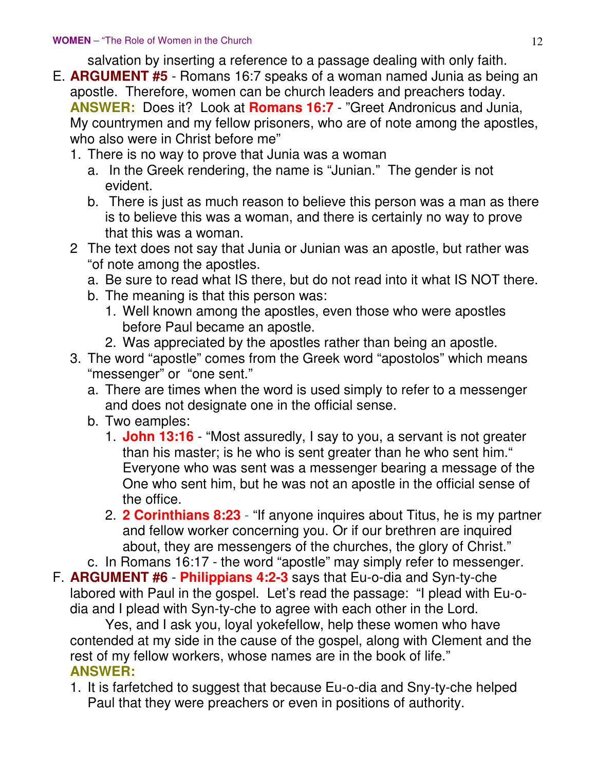salvation by inserting a reference to a passage dealing with only faith.

E. **ARGUMENT #5** - Romans 16:7 speaks of a woman named Junia as being an apostle. Therefore, women can be church leaders and preachers today.
**ANSWER:** Does it? Look at **Romans 16:7** - "Greet Andronicus and Junia, My countrymen and my fellow prisoners, who are of note among the apostles, who also were in Christ before me"
   1. There is no way to prove that Junia was a woman
      a. In the Greek rendering, the name is "Junian." The gender is not evident.
      b. There is just as much reason to believe this person was a man as there is to believe this was a woman, and there is certainly no way to prove that this was a woman.
   2 The text does not say that Junia or Junian was an apostle, but rather was "of note among the apostles.
      a. Be sure to read what IS there, but do not read into it what IS NOT there.
      b. The meaning is that this person was:
         1. Well known among the apostles, even those who were apostles before Paul became an apostle.
         2. Was appreciated by the apostles rather than being an apostle.
   3. The word "apostle" comes from the Greek word "apostolos" which means "messenger" or "one sent."
      a. There are times when the word is used simply to refer to a messenger and does not designate one in the official sense.
      b. Two eamples:
         1. **John 13:16** - "Most assuredly, I say to you, a servant is not greater than his master; is he who is sent greater than he who sent him." Everyone who was sent was a messenger bearing a message of the One who sent him, but he was not an apostle in the official sense of the office.
         2. **2 Corinthians 8:23** - "If anyone inquires about Titus, he is my partner and fellow worker concerning you. Or if our brethren are inquired about, they are messengers of the churches, the glory of Christ."
      c. In Romans 16:17 - the word "apostle" may simply refer to messenger.

F. **ARGUMENT #6** - **Philippians 4:2-3** says that Eu-o-dia and Syn-ty-che labored with Paul in the gospel. Let's read the passage: "I plead with Eu-o-dia and I plead with Syn-ty-che to agree with each other in the Lord.
Yes, and I ask you, loyal yokefellow, help these women who have contended at my side in the cause of the gospel, along with Clement and the rest of my fellow workers, whose names are in the book of life."
**ANSWER:**
   1. It is farfetched to suggest that because Eu-o-dia and Sny-ty-che helped Paul that they were preachers or even in positions of authority.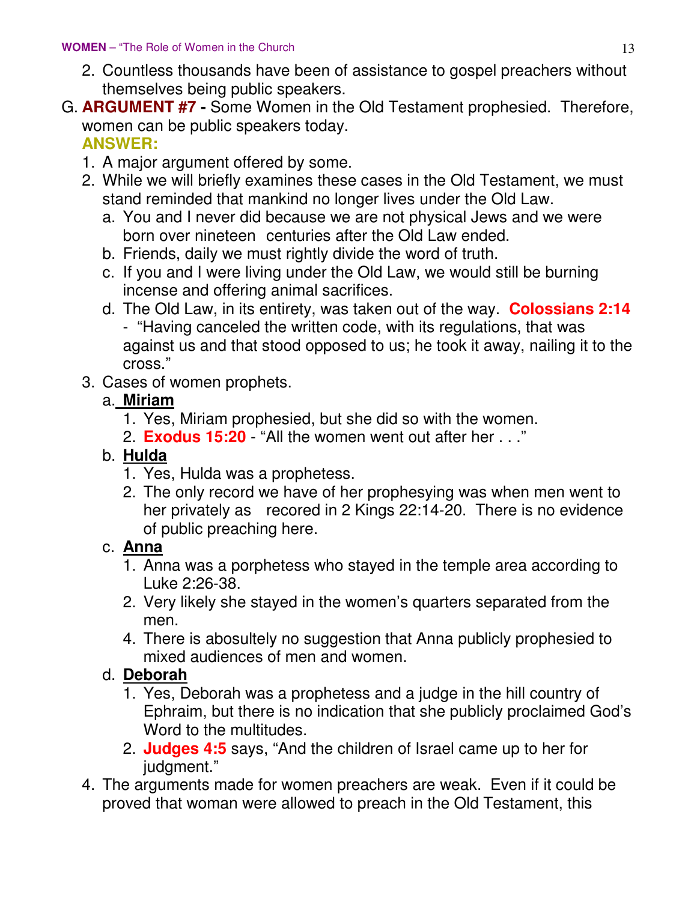2. Countless thousands have been of assistance to gospel preachers without themselves being public speakers.

G. **ARGUMENT #7 -** Some Women in the Old Testament prophesied. Therefore, women can be public speakers today.

**ANSWER:**

1. A major argument offered by some.
2. While we will briefly examines these cases in the Old Testament, we must stand reminded that mankind no longer lives under the Old Law.
   a. You and I never did because we are not physical Jews and we were born over nineteen centuries after the Old Law ended.
   b. Friends, daily we must rightly divide the word of truth.
   c. If you and I were living under the Old Law, we would still be burning incense and offering animal sacrifices.
   d. The Old Law, in its entirety, was taken out of the way. **Colossians 2:14** - "Having canceled the written code, with its regulations, that was against us and that stood opposed to us; he took it away, nailing it to the cross."
3. Cases of women prophets.
   a. **Miriam**
      1. Yes, Miriam prophesied, but she did so with the women.
      2. **Exodus 15:20** - "All the women went out after her . . ."
   b. **Hulda**
      1. Yes, Hulda was a prophetess.
      2. The only record we have of her prophesying was when men went to her privately as recored in 2 Kings 22:14-20. There is no evidence of public preaching here.
   c. **Anna**
      1. Anna was a porphetess who stayed in the temple area according to Luke 2:26-38.
      2. Very likely she stayed in the women's quarters separated from the men.
      4. There is abosultely no suggestion that Anna publicly prophesied to mixed audiences of men and women.
   d. **Deborah**
      1. Yes, Deborah was a prophetess and a judge in the hill country of Ephraim, but there is no indication that she publicly proclaimed God's Word to the multitudes.
      2. **Judges 4:5** says, "And the children of Israel came up to her for judgment."
4. The arguments made for women preachers are weak. Even if it could be proved that woman were allowed to preach in the Old Testament, this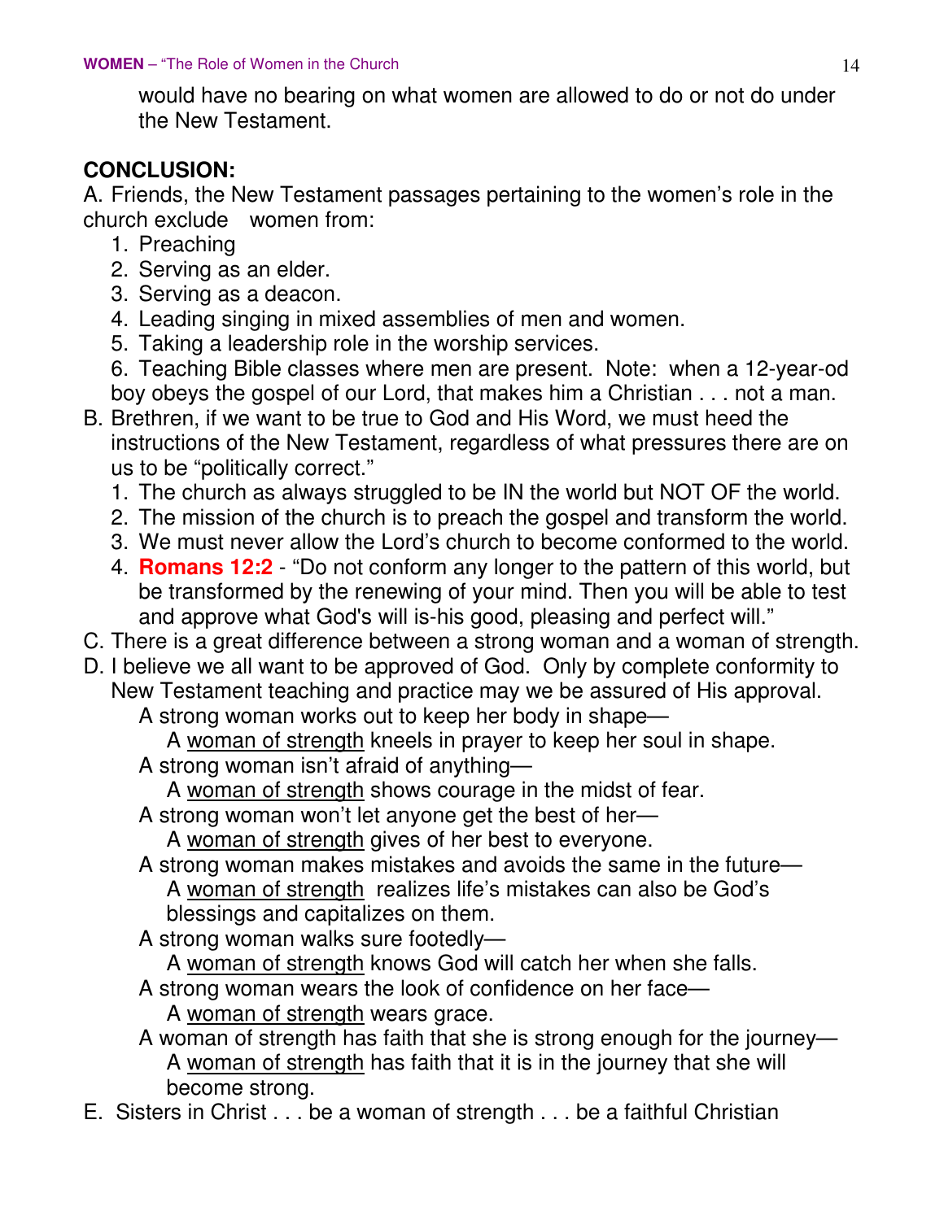would have no bearing on what women are allowed to do or not do under the New Testament.

**CONCLUSION:**

A. Friends, the New Testament passages pertaining to the women's role in the church exclude women from:

1. Preaching
2. Serving as an elder.
3. Serving as a deacon.
4. Leading singing in mixed assemblies of men and women.
5. Taking a leadership role in the worship services.
6. Teaching Bible classes where men are present. Note: when a 12-year-od boy obeys the gospel of our Lord, that makes him a Christian . . . not a man.

B. Brethren, if we want to be true to God and His Word, we must heed the instructions of the New Testament, regardless of what pressures there are on us to be "politically correct."

1. The church as always struggled to be IN the world but NOT OF the world.
2. The mission of the church is to preach the gospel and transform the world.
3. We must never allow the Lord's church to become conformed to the world.
4. **Romans 12:2** - "Do not conform any longer to the pattern of this world, but be transformed by the renewing of your mind. Then you will be able to test and approve what God's will is-his good, pleasing and perfect will."

C. There is a great difference between a strong woman and a woman of strength.

D. I believe we all want to be approved of God. Only by complete conformity to New Testament teaching and practice may we be assured of His approval.

A strong woman works out to keep her body in shape—
  A woman of strength kneels in prayer to keep her soul in shape.
A strong woman isn't afraid of anything—
  A woman of strength shows courage in the midst of fear.
A strong woman won't let anyone get the best of her—
  A woman of strength gives of her best to everyone.
A strong woman makes mistakes and avoids the same in the future—
  A woman of strength realizes life's mistakes can also be God's blessings and capitalizes on them.
A strong woman walks sure footedly—
  A woman of strength knows God will catch her when she falls.
A strong woman wears the look of confidence on her face—
  A woman of strength wears grace.
A woman of strength has faith that she is strong enough for the journey—
  A woman of strength has faith that it is in the journey that she will become strong.

E. Sisters in Christ . . . be a woman of strength . . . be a faithful Christian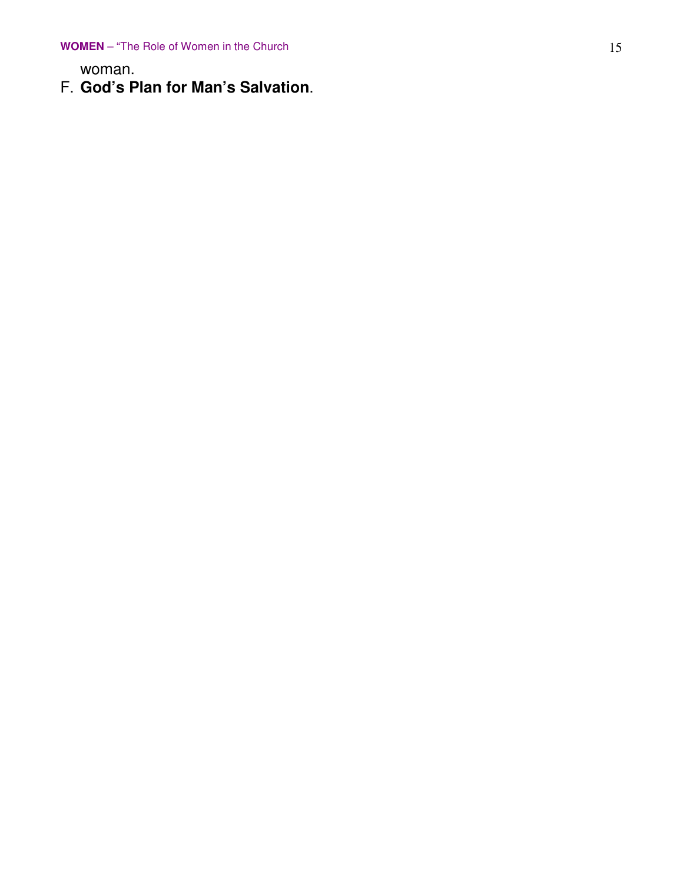woman.

F. **God's Plan for Man's Salvation**.